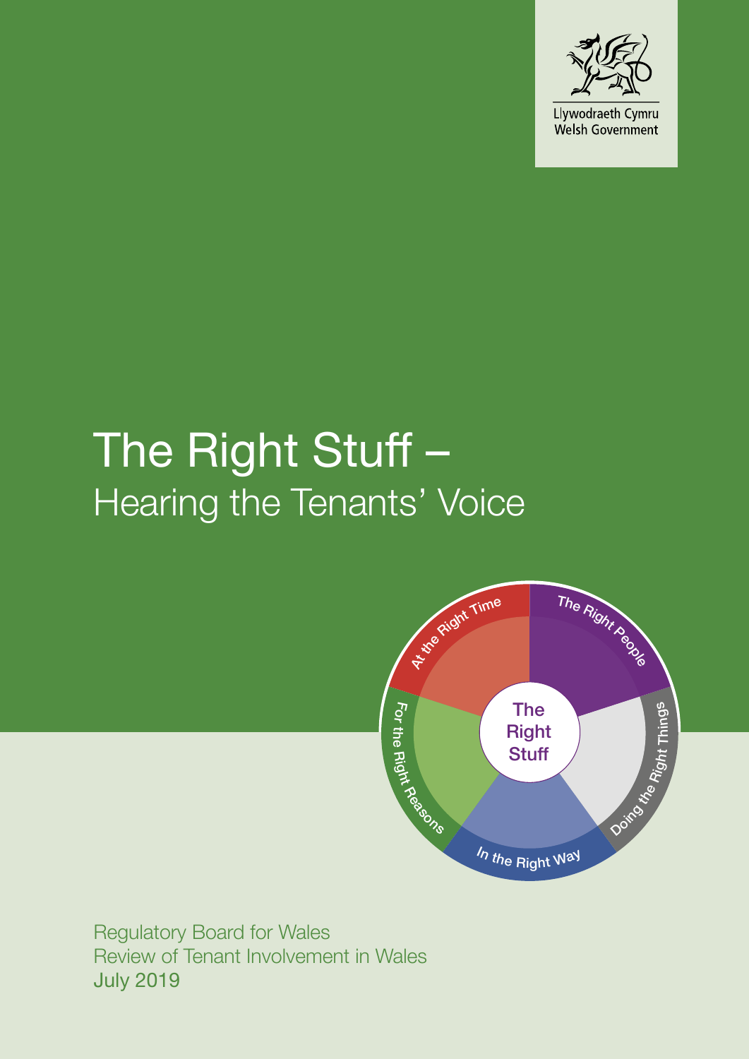Llywodraeth Cymru
Welsh Government

# The Right Stuff – Hearing the Tenants' Voice

At the Right Time

The Right People

Doing the Right Things

In the Right Way

For the Right Reasons

The Right Stuff

Regulatory Board for Wales
Review of Tenant Involvement in Wales
July 2019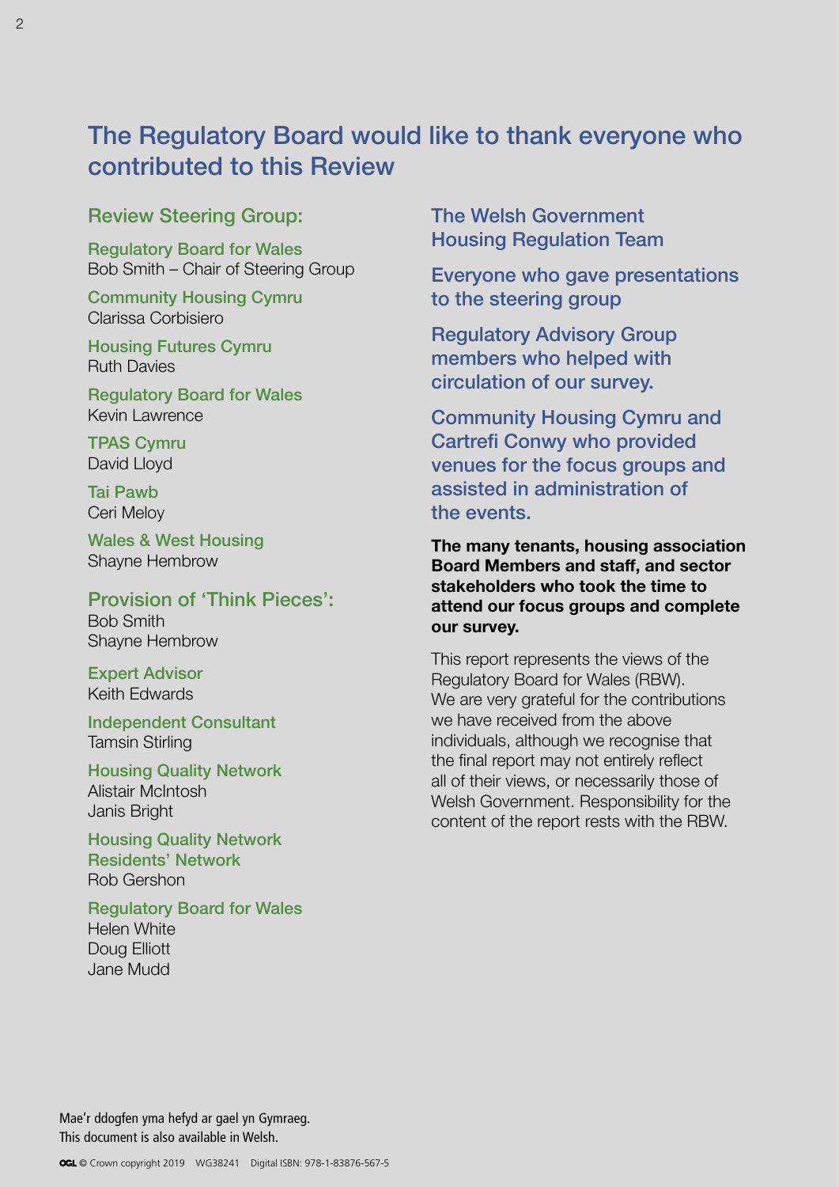## The Regulatory Board would like to thank everyone who contributed to this Review

### Review Steering Group:

**Regulatory Board for Wales**
Bob Smith – Chair of Steering Group

**Community Housing Cymru**
Clarissa Corbisiero

**Housing Futures Cymru**
Ruth Davies

**Regulatory Board for Wales**
Kevin Lawrence

**TPAS Cymru**
David Lloyd

**Tai Pawb**
Ceri Meloy

**Wales & West Housing**
Shayne Hembrow

### Provision of 'Think Pieces':

Bob Smith
Shayne Hembrow

**Expert Advisor**
Keith Edwards

**Independent Consultant**
Tamsin Stirling

**Housing Quality Network**
Alistair McIntosh
Janis Bright

**Housing Quality Network Residents' Network**
Rob Gershon

**Regulatory Board for Wales**
Helen White
Doug Elliott
Jane Mudd

### The Welsh Government Housing Regulation Team

### Everyone who gave presentations to the steering group

### Regulatory Advisory Group members who helped with circulation of our survey.

### Community Housing Cymru and Cartrefi Conwy who provided venues for the focus groups and assisted in administration of the events.

**The many tenants, housing association Board Members and staff, and sector stakeholders who took the time to attend our focus groups and complete our survey.**

This report represents the views of the Regulatory Board for Wales (RBW). We are very grateful for the contributions we have received from the above individuals, although we recognise that the final report may not entirely reflect all of their views, or necessarily those of Welsh Government. Responsibility for the content of the report rests with the RBW.

Mae'r ddogfen yma hefyd ar gael yn Gymraeg.
This document is also available in Welsh.

© Crown copyright 2019 WG38241 Digital ISBN: 978-1-83876-567-5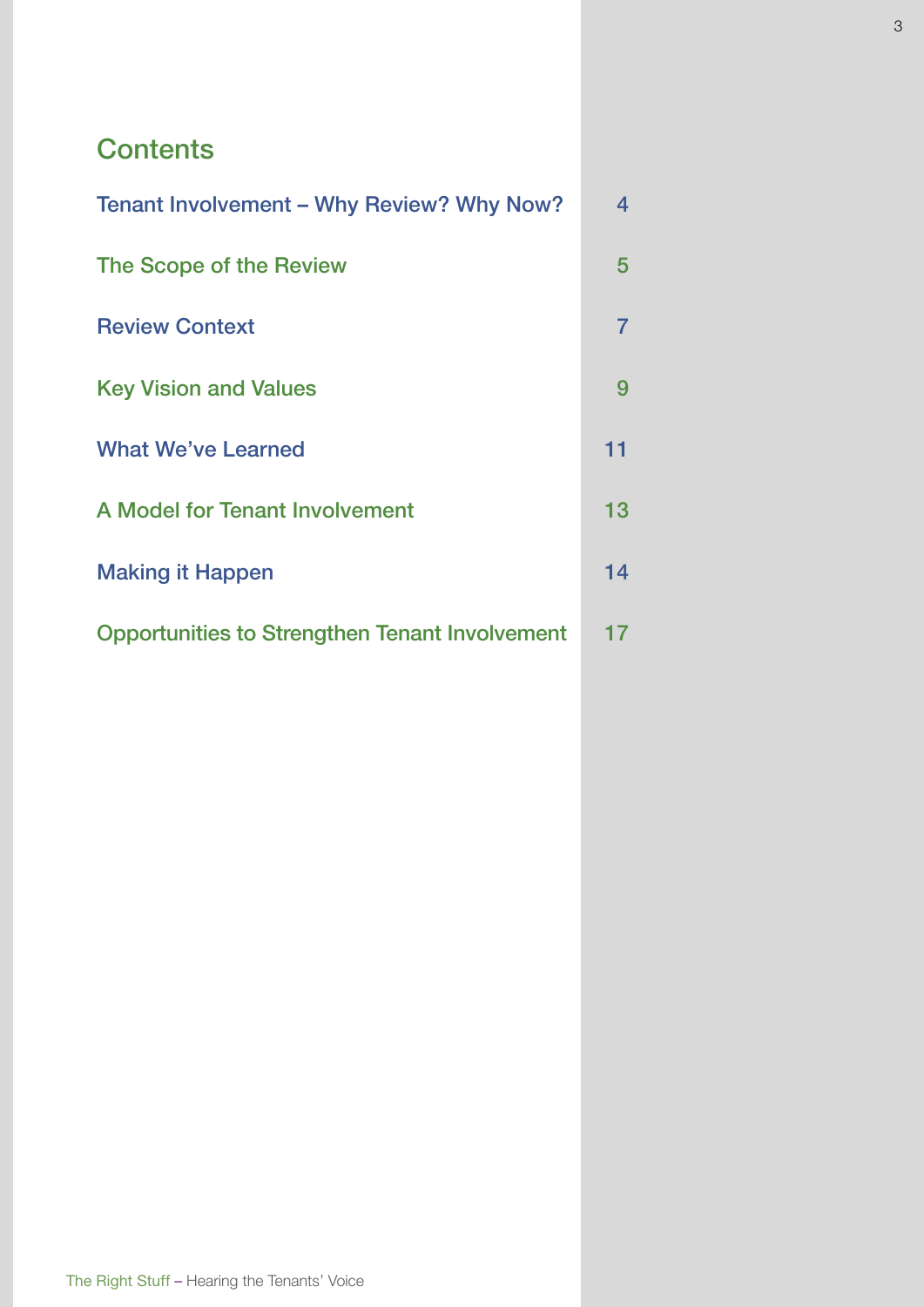## Contents

| | |
|---|---|
| Tenant Involvement – Why Review? Why Now? | 4 |
| The Scope of the Review | 5 |
| Review Context | 7 |
| Key Vision and Values | 9 |
| What We've Learned | 11 |
| A Model for Tenant Involvement | 13 |
| Making it Happen | 14 |
| Opportunities to Strengthen Tenant Involvement | 17 |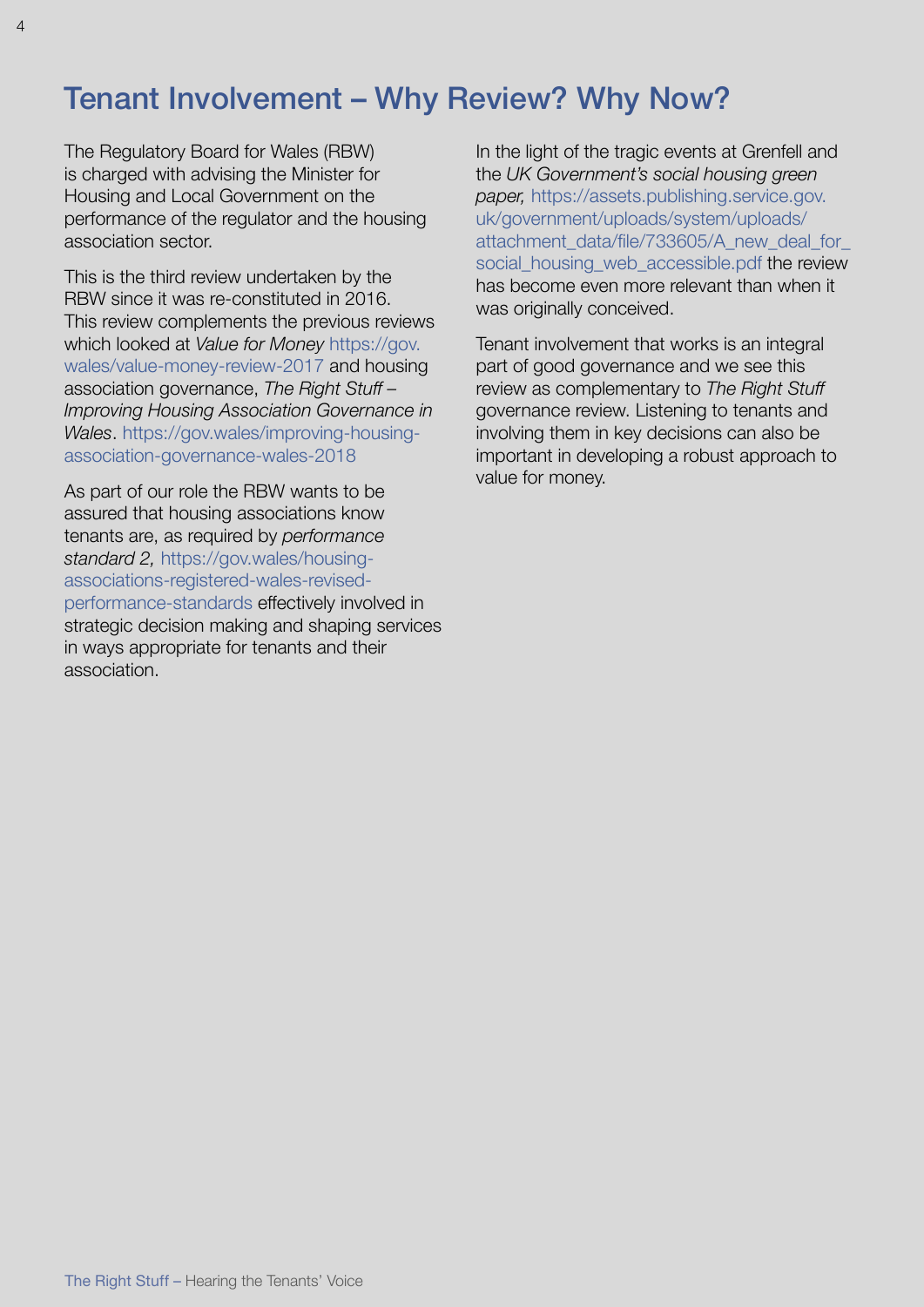# Tenant Involvement – Why Review? Why Now?

The Regulatory Board for Wales (RBW) is charged with advising the Minister for Housing and Local Government on the performance of the regulator and the housing association sector.

This is the third review undertaken by the RBW since it was re-constituted in 2016. This review complements the previous reviews which looked at *Value for Money* https://gov.wales/value-money-review-2017 and housing association governance, *The Right Stuff – Improving Housing Association Governance in Wales*. https://gov.wales/improving-housing-association-governance-wales-2018

As part of our role the RBW wants to be assured that housing associations know tenants are, as required by *performance standard 2,* https://gov.wales/housing-associations-registered-wales-revised-performance-standards effectively involved in strategic decision making and shaping services in ways appropriate for tenants and their association.

In the light of the tragic events at Grenfell and the *UK Government's social housing green paper,* https://assets.publishing.service.gov.uk/government/uploads/system/uploads/attachment_data/file/733605/A_new_deal_for_social_housing_web_accessible.pdf the review has become even more relevant than when it was originally conceived.

Tenant involvement that works is an integral part of good governance and we see this review as complementary to *The Right Stuff* governance review. Listening to tenants and involving them in key decisions can also be important in developing a robust approach to value for money.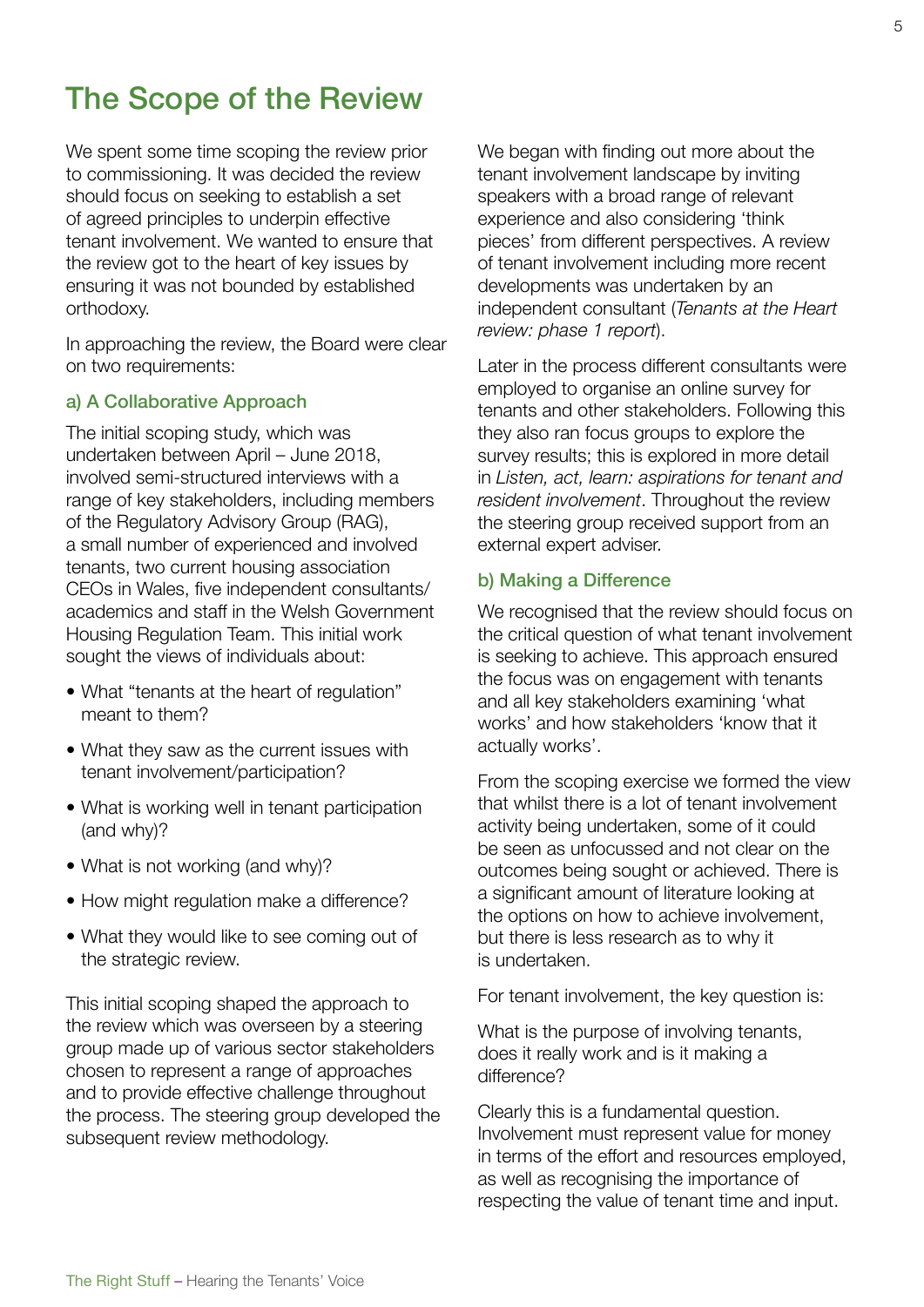# The Scope of the Review

We spent some time scoping the review prior to commissioning. It was decided the review should focus on seeking to establish a set of agreed principles to underpin effective tenant involvement. We wanted to ensure that the review got to the heart of key issues by ensuring it was not bounded by established orthodoxy.

In approaching the review, the Board were clear on two requirements:

### a) A Collaborative Approach

The initial scoping study, which was undertaken between April – June 2018, involved semi-structured interviews with a range of key stakeholders, including members of the Regulatory Advisory Group (RAG), a small number of experienced and involved tenants, two current housing association CEOs in Wales, five independent consultants/ academics and staff in the Welsh Government Housing Regulation Team. This initial work sought the views of individuals about:

- What "tenants at the heart of regulation" meant to them?
- What they saw as the current issues with tenant involvement/participation?
- What is working well in tenant participation (and why)?
- What is not working (and why)?
- How might regulation make a difference?
- What they would like to see coming out of the strategic review.

This initial scoping shaped the approach to the review which was overseen by a steering group made up of various sector stakeholders chosen to represent a range of approaches and to provide effective challenge throughout the process. The steering group developed the subsequent review methodology.

We began with finding out more about the tenant involvement landscape by inviting speakers with a broad range of relevant experience and also considering 'think pieces' from different perspectives. A review of tenant involvement including more recent developments was undertaken by an independent consultant (*Tenants at the Heart review: phase 1 report*).

Later in the process different consultants were employed to organise an online survey for tenants and other stakeholders. Following this they also ran focus groups to explore the survey results; this is explored in more detail in *Listen, act, learn: aspirations for tenant and resident involvement*. Throughout the review the steering group received support from an external expert adviser.

### b) Making a Difference

We recognised that the review should focus on the critical question of what tenant involvement is seeking to achieve. This approach ensured the focus was on engagement with tenants and all key stakeholders examining 'what works' and how stakeholders 'know that it actually works'.

From the scoping exercise we formed the view that whilst there is a lot of tenant involvement activity being undertaken, some of it could be seen as unfocussed and not clear on the outcomes being sought or achieved. There is a significant amount of literature looking at the options on how to achieve involvement, but there is less research as to why it is undertaken.

For tenant involvement, the key question is:

What is the purpose of involving tenants, does it really work and is it making a difference?

Clearly this is a fundamental question. Involvement must represent value for money in terms of the effort and resources employed, as well as recognising the importance of respecting the value of tenant time and input.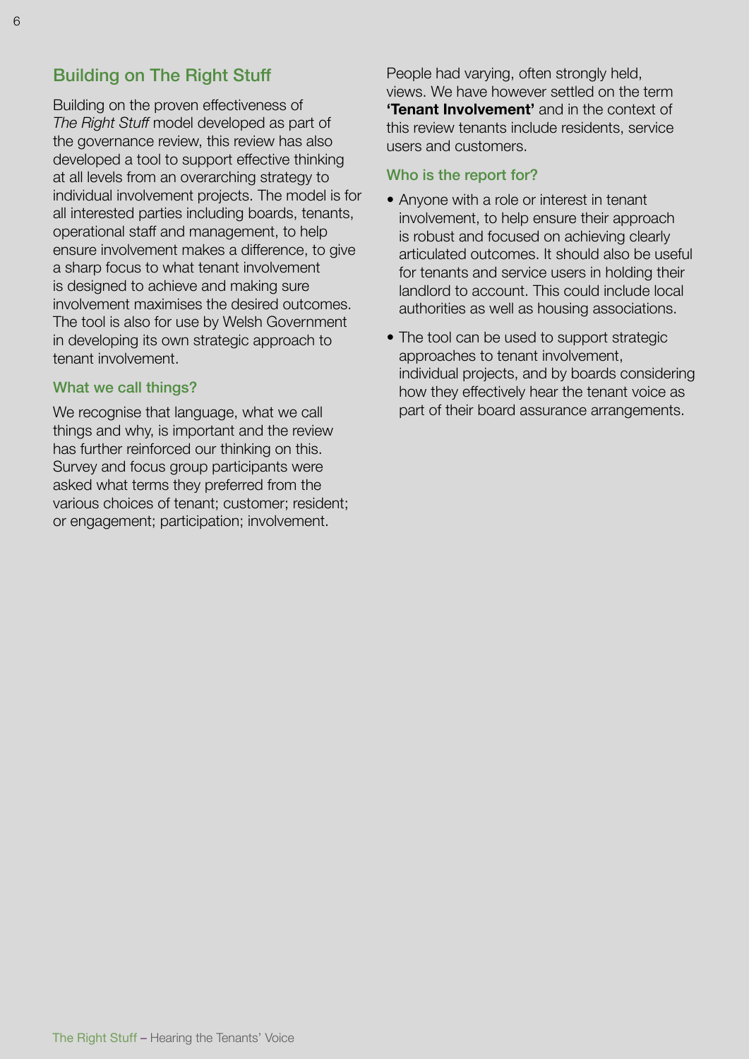## Building on The Right Stuff

Building on the proven effectiveness of *The Right Stuff* model developed as part of the governance review, this review has also developed a tool to support effective thinking at all levels from an overarching strategy to individual involvement projects. The model is for all interested parties including boards, tenants, operational staff and management, to help ensure involvement makes a difference, to give a sharp focus to what tenant involvement is designed to achieve and making sure involvement maximises the desired outcomes. The tool is also for use by Welsh Government in developing its own strategic approach to tenant involvement.

### What we call things?

We recognise that language, what we call things and why, is important and the review has further reinforced our thinking on this. Survey and focus group participants were asked what terms they preferred from the various choices of tenant; customer; resident; or engagement; participation; involvement.

People had varying, often strongly held, views. We have however settled on the term **'Tenant Involvement'** and in the context of this review tenants include residents, service users and customers.

### Who is the report for?

- Anyone with a role or interest in tenant involvement, to help ensure their approach is robust and focused on achieving clearly articulated outcomes. It should also be useful for tenants and service users in holding their landlord to account. This could include local authorities as well as housing associations.
- The tool can be used to support strategic approaches to tenant involvement, individual projects, and by boards considering how they effectively hear the tenant voice as part of their board assurance arrangements.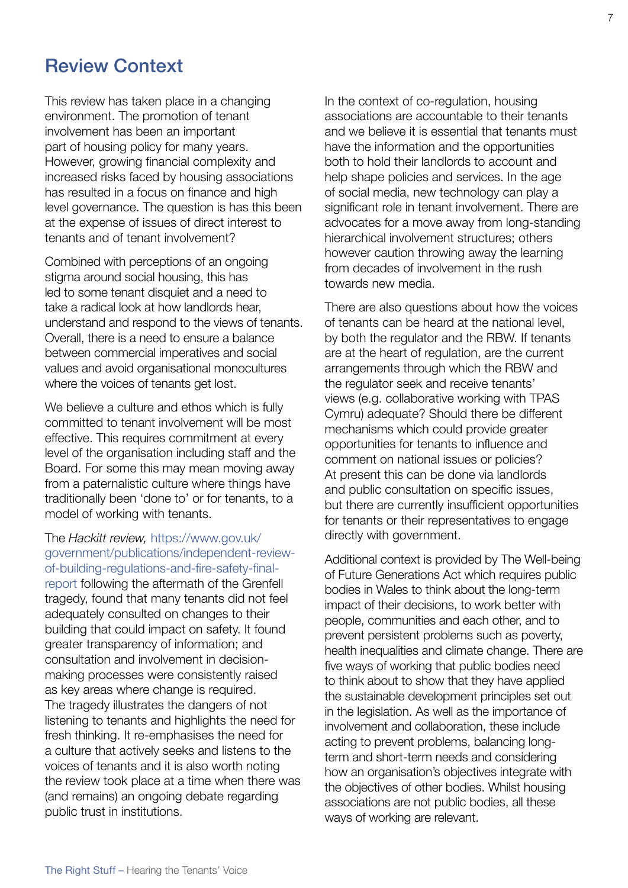## Review Context

This review has taken place in a changing environment. The promotion of tenant involvement has been an important part of housing policy for many years. However, growing financial complexity and increased risks faced by housing associations has resulted in a focus on finance and high level governance. The question is has this been at the expense of issues of direct interest to tenants and of tenant involvement?

Combined with perceptions of an ongoing stigma around social housing, this has led to some tenant disquiet and a need to take a radical look at how landlords hear, understand and respond to the views of tenants. Overall, there is a need to ensure a balance between commercial imperatives and social values and avoid organisational monocultures where the voices of tenants get lost.

We believe a culture and ethos which is fully committed to tenant involvement will be most effective. This requires commitment at every level of the organisation including staff and the Board. For some this may mean moving away from a paternalistic culture where things have traditionally been 'done to' or for tenants, to a model of working with tenants.

The *Hackitt review,* https://www.gov.uk/government/publications/independent-review-of-building-regulations-and-fire-safety-final-report following the aftermath of the Grenfell tragedy, found that many tenants did not feel adequately consulted on changes to their building that could impact on safety. It found greater transparency of information; and consultation and involvement in decision-making processes were consistently raised as key areas where change is required. The tragedy illustrates the dangers of not listening to tenants and highlights the need for fresh thinking. It re-emphasises the need for a culture that actively seeks and listens to the voices of tenants and it is also worth noting the review took place at a time when there was (and remains) an ongoing debate regarding public trust in institutions.

In the context of co-regulation, housing associations are accountable to their tenants and we believe it is essential that tenants must have the information and the opportunities both to hold their landlords to account and help shape policies and services. In the age of social media, new technology can play a significant role in tenant involvement. There are advocates for a move away from long-standing hierarchical involvement structures; others however caution throwing away the learning from decades of involvement in the rush towards new media.

There are also questions about how the voices of tenants can be heard at the national level, by both the regulator and the RBW. If tenants are at the heart of regulation, are the current arrangements through which the RBW and the regulator seek and receive tenants' views (e.g. collaborative working with TPAS Cymru) adequate? Should there be different mechanisms which could provide greater opportunities for tenants to influence and comment on national issues or policies? At present this can be done via landlords and public consultation on specific issues, but there are currently insufficient opportunities for tenants or their representatives to engage directly with government.

Additional context is provided by The Well-being of Future Generations Act which requires public bodies in Wales to think about the long-term impact of their decisions, to work better with people, communities and each other, and to prevent persistent problems such as poverty, health inequalities and climate change. There are five ways of working that public bodies need to think about to show that they have applied the sustainable development principles set out in the legislation. As well as the importance of involvement and collaboration, these include acting to prevent problems, balancing long-term and short-term needs and considering how an organisation's objectives integrate with the objectives of other bodies. Whilst housing associations are not public bodies, all these ways of working are relevant.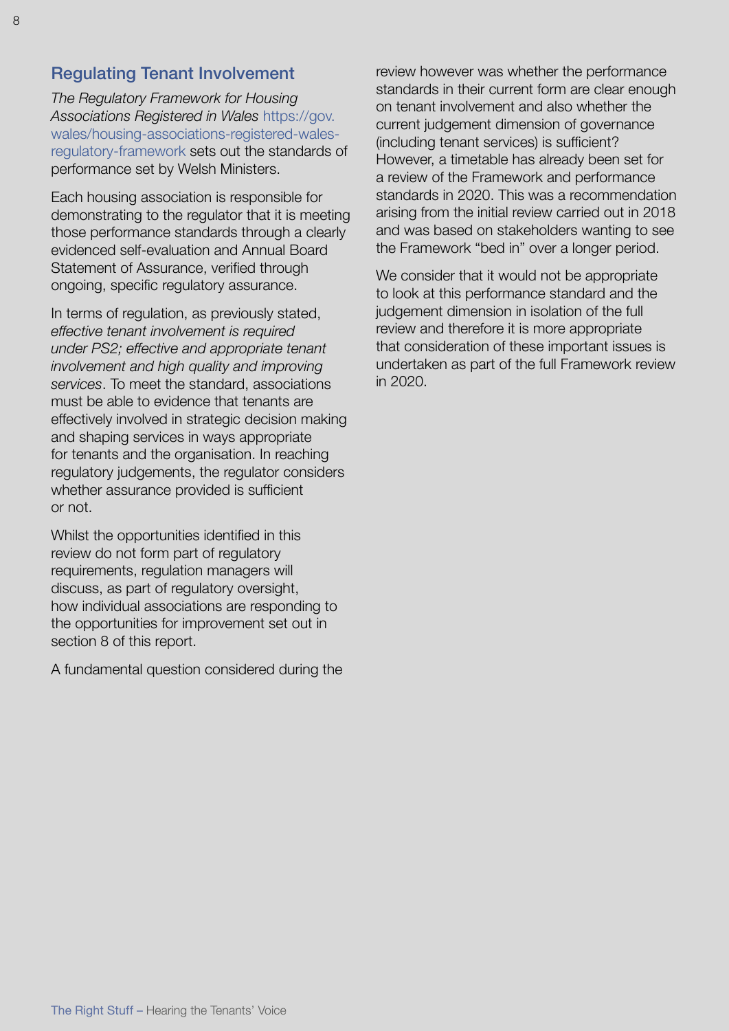## Regulating Tenant Involvement

*The Regulatory Framework for Housing Associations Registered in Wales* https://gov.wales/housing-associations-registered-wales-regulatory-framework sets out the standards of performance set by Welsh Ministers.

Each housing association is responsible for demonstrating to the regulator that it is meeting those performance standards through a clearly evidenced self-evaluation and Annual Board Statement of Assurance, verified through ongoing, specific regulatory assurance.

In terms of regulation, as previously stated, *effective tenant involvement is required under PS2; effective and appropriate tenant involvement and high quality and improving services*. To meet the standard, associations must be able to evidence that tenants are effectively involved in strategic decision making and shaping services in ways appropriate for tenants and the organisation. In reaching regulatory judgements, the regulator considers whether assurance provided is sufficient or not.

Whilst the opportunities identified in this review do not form part of regulatory requirements, regulation managers will discuss, as part of regulatory oversight, how individual associations are responding to the opportunities for improvement set out in section 8 of this report.

A fundamental question considered during the review however was whether the performance standards in their current form are clear enough on tenant involvement and also whether the current judgement dimension of governance (including tenant services) is sufficient? However, a timetable has already been set for a review of the Framework and performance standards in 2020. This was a recommendation arising from the initial review carried out in 2018 and was based on stakeholders wanting to see the Framework "bed in" over a longer period.

We consider that it would not be appropriate to look at this performance standard and the judgement dimension in isolation of the full review and therefore it is more appropriate that consideration of these important issues is undertaken as part of the full Framework review in 2020.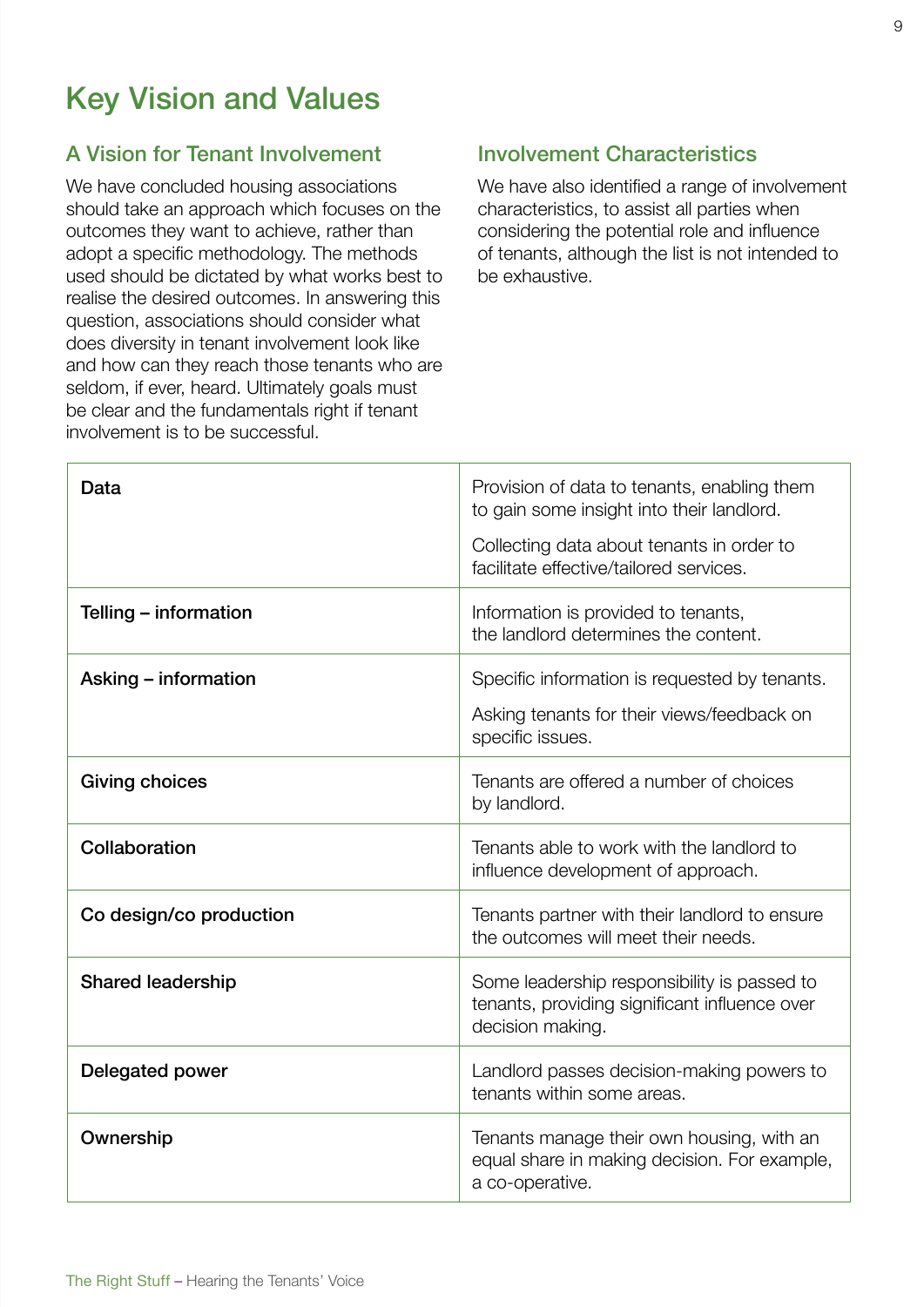# Key Vision and Values

## A Vision for Tenant Involvement

We have concluded housing associations should take an approach which focuses on the outcomes they want to achieve, rather than adopt a specific methodology. The methods used should be dictated by what works best to realise the desired outcomes. In answering this question, associations should consider what does diversity in tenant involvement look like and how can they reach those tenants who are seldom, if ever, heard. Ultimately goals must be clear and the fundamentals right if tenant involvement is to be successful.

## Involvement Characteristics

We have also identified a range of involvement characteristics, to assist all parties when considering the potential role and influence of tenants, although the list is not intended to be exhaustive.

| | |
|---|---|
| **Data** | Provision of data to tenants, enabling them to gain some insight into their landlord.<br><br>Collecting data about tenants in order to facilitate effective/tailored services. |
| **Telling – information** | Information is provided to tenants, the landlord determines the content. |
| **Asking – information** | Specific information is requested by tenants.<br><br>Asking tenants for their views/feedback on specific issues. |
| **Giving choices** | Tenants are offered a number of choices by landlord. |
| **Collaboration** | Tenants able to work with the landlord to influence development of approach. |
| **Co design/co production** | Tenants partner with their landlord to ensure the outcomes will meet their needs. |
| **Shared leadership** | Some leadership responsibility is passed to tenants, providing significant influence over decision making. |
| **Delegated power** | Landlord passes decision-making powers to tenants within some areas. |
| **Ownership** | Tenants manage their own housing, with an equal share in making decision. For example, a co-operative. |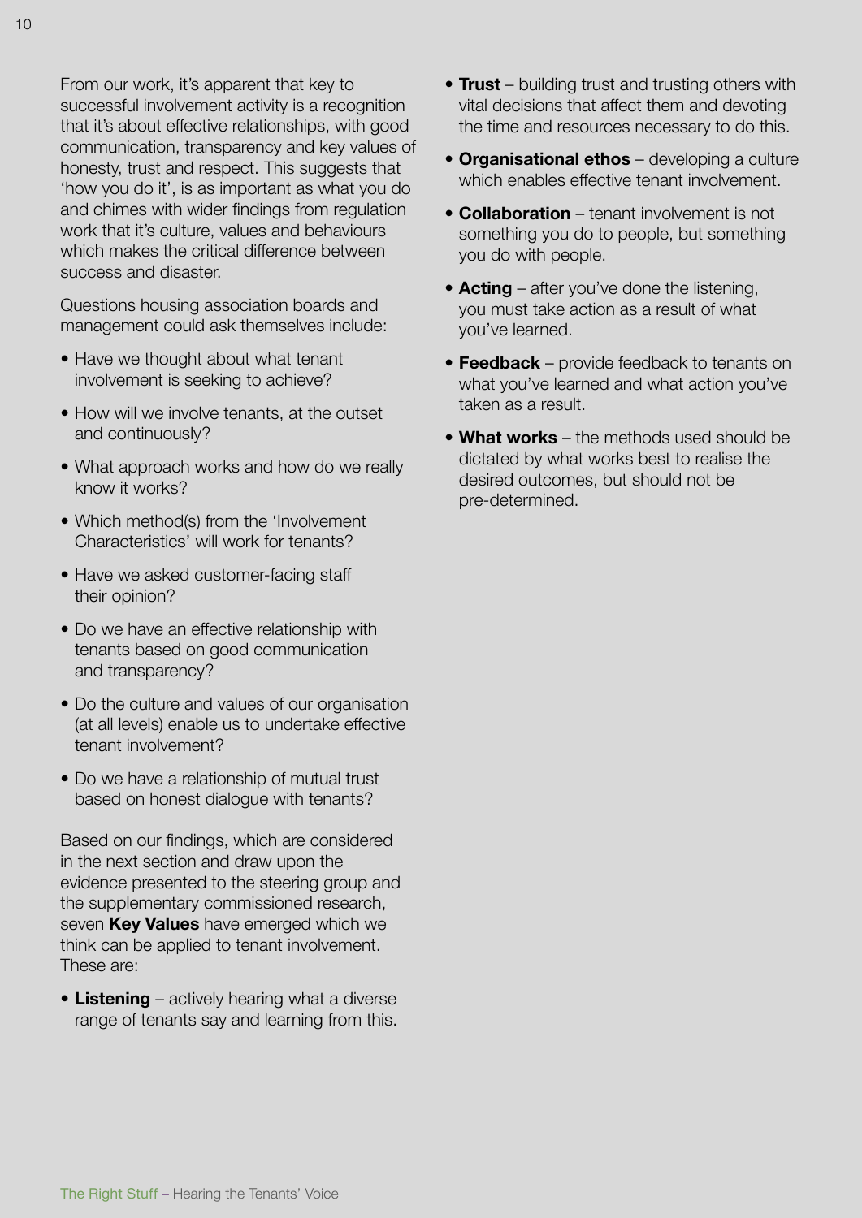From our work, it's apparent that key to successful involvement activity is a recognition that it's about effective relationships, with good communication, transparency and key values of honesty, trust and respect. This suggests that 'how you do it', is as important as what you do and chimes with wider findings from regulation work that it's culture, values and behaviours which makes the critical difference between success and disaster.

Questions housing association boards and management could ask themselves include:

- Have we thought about what tenant involvement is seeking to achieve?
- How will we involve tenants, at the outset and continuously?
- What approach works and how do we really know it works?
- Which method(s) from the 'Involvement Characteristics' will work for tenants?
- Have we asked customer-facing staff their opinion?
- Do we have an effective relationship with tenants based on good communication and transparency?
- Do the culture and values of our organisation (at all levels) enable us to undertake effective tenant involvement?
- Do we have a relationship of mutual trust based on honest dialogue with tenants?

Based on our findings, which are considered in the next section and draw upon the evidence presented to the steering group and the supplementary commissioned research, seven **Key Values** have emerged which we think can be applied to tenant involvement. These are:

- **Listening** – actively hearing what a diverse range of tenants say and learning from this.
- **Trust** – building trust and trusting others with vital decisions that affect them and devoting the time and resources necessary to do this.
- **Organisational ethos** – developing a culture which enables effective tenant involvement.
- **Collaboration** – tenant involvement is not something you do to people, but something you do with people.
- **Acting** – after you've done the listening, you must take action as a result of what you've learned.
- **Feedback** – provide feedback to tenants on what you've learned and what action you've taken as a result.
- **What works** – the methods used should be dictated by what works best to realise the desired outcomes, but should not be pre-determined.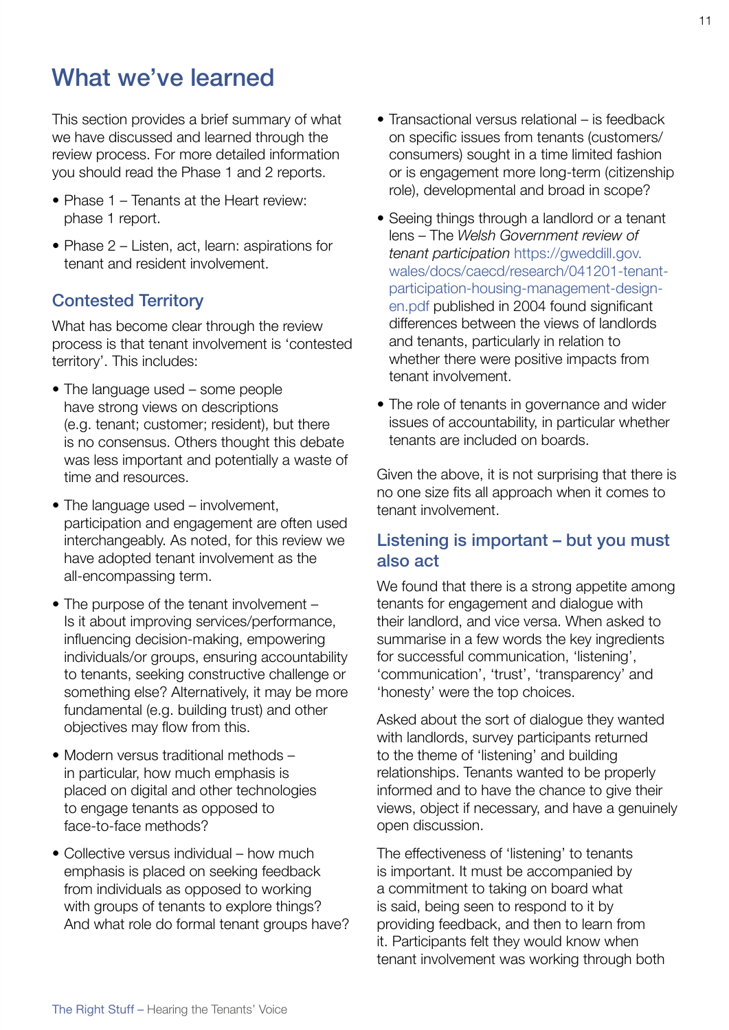# What we've learned

This section provides a brief summary of what we have discussed and learned through the review process. For more detailed information you should read the Phase 1 and 2 reports.

- Phase 1 – Tenants at the Heart review: phase 1 report.
- Phase 2 – Listen, act, learn: aspirations for tenant and resident involvement.

## Contested Territory

What has become clear through the review process is that tenant involvement is 'contested territory'. This includes:

- The language used – some people have strong views on descriptions (e.g. tenant; customer; resident), but there is no consensus. Others thought this debate was less important and potentially a waste of time and resources.
- The language used – involvement, participation and engagement are often used interchangeably. As noted, for this review we have adopted tenant involvement as the all-encompassing term.
- The purpose of the tenant involvement – Is it about improving services/performance, influencing decision-making, empowering individuals/or groups, ensuring accountability to tenants, seeking constructive challenge or something else? Alternatively, it may be more fundamental (e.g. building trust) and other objectives may flow from this.
- Modern versus traditional methods – in particular, how much emphasis is placed on digital and other technologies to engage tenants as opposed to face-to-face methods?
- Collective versus individual – how much emphasis is placed on seeking feedback from individuals as opposed to working with groups of tenants to explore things? And what role do formal tenant groups have?
- Transactional versus relational – is feedback on specific issues from tenants (customers/consumers) sought in a time limited fashion or is engagement more long-term (citizenship role), developmental and broad in scope?
- Seeing things through a landlord or a tenant lens – The *Welsh Government review of tenant participation* https://gweddill.gov.wales/docs/caecd/research/041201-tenant-participation-housing-management-design-en.pdf published in 2004 found significant differences between the views of landlords and tenants, particularly in relation to whether there were positive impacts from tenant involvement.
- The role of tenants in governance and wider issues of accountability, in particular whether tenants are included on boards.

Given the above, it is not surprising that there is no one size fits all approach when it comes to tenant involvement.

## Listening is important – but you must also act

We found that there is a strong appetite among tenants for engagement and dialogue with their landlord, and vice versa. When asked to summarise in a few words the key ingredients for successful communication, 'listening', 'communication', 'trust', 'transparency' and 'honesty' were the top choices.

Asked about the sort of dialogue they wanted with landlords, survey participants returned to the theme of 'listening' and building relationships. Tenants wanted to be properly informed and to have the chance to give their views, object if necessary, and have a genuinely open discussion.

The effectiveness of 'listening' to tenants is important. It must be accompanied by a commitment to taking on board what is said, being seen to respond to it by providing feedback, and then to learn from it. Participants felt they would know when tenant involvement was working through both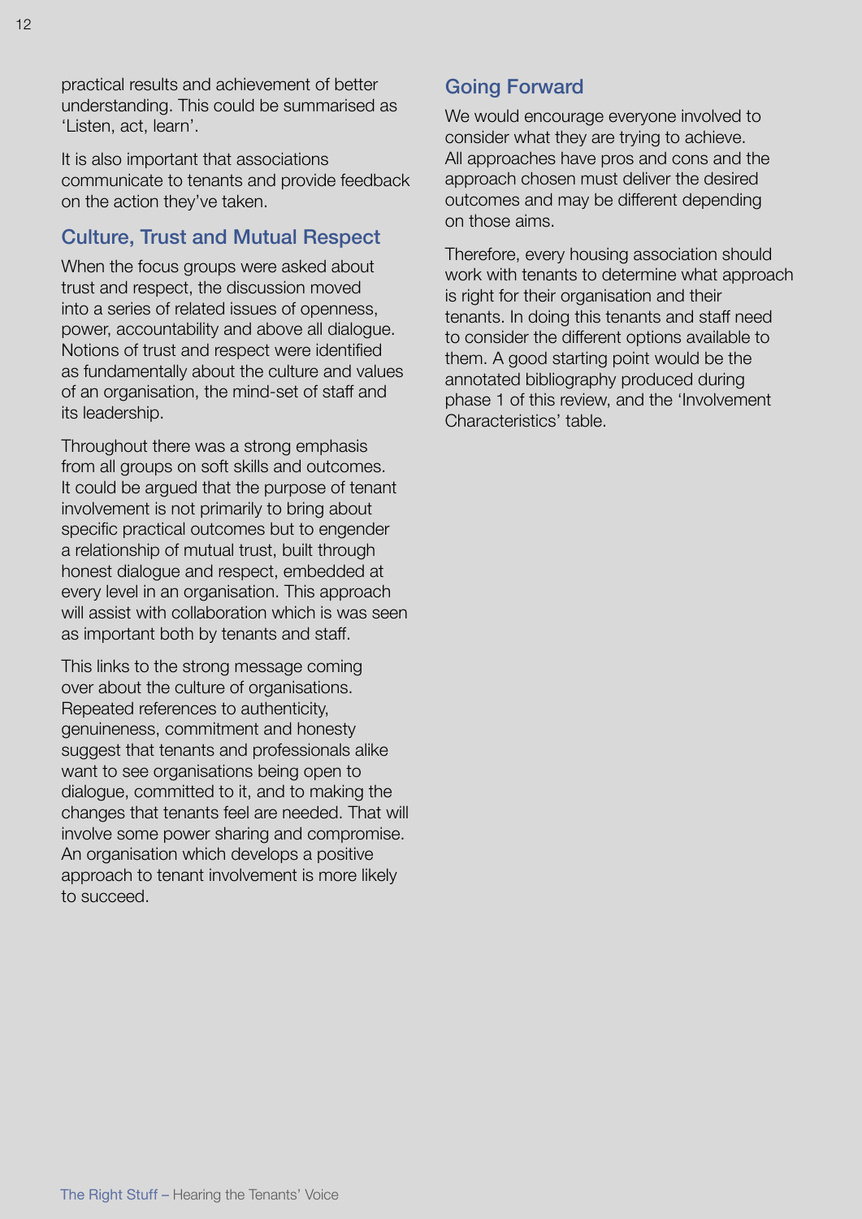practical results and achievement of better understanding. This could be summarised as 'Listen, act, learn'.

It is also important that associations communicate to tenants and provide feedback on the action they've taken.

## Culture, Trust and Mutual Respect

When the focus groups were asked about trust and respect, the discussion moved into a series of related issues of openness, power, accountability and above all dialogue. Notions of trust and respect were identified as fundamentally about the culture and values of an organisation, the mind-set of staff and its leadership.

Throughout there was a strong emphasis from all groups on soft skills and outcomes. It could be argued that the purpose of tenant involvement is not primarily to bring about specific practical outcomes but to engender a relationship of mutual trust, built through honest dialogue and respect, embedded at every level in an organisation. This approach will assist with collaboration which is was seen as important both by tenants and staff.

This links to the strong message coming over about the culture of organisations. Repeated references to authenticity, genuineness, commitment and honesty suggest that tenants and professionals alike want to see organisations being open to dialogue, committed to it, and to making the changes that tenants feel are needed. That will involve some power sharing and compromise. An organisation which develops a positive approach to tenant involvement is more likely to succeed.

## Going Forward

We would encourage everyone involved to consider what they are trying to achieve. All approaches have pros and cons and the approach chosen must deliver the desired outcomes and may be different depending on those aims.

Therefore, every housing association should work with tenants to determine what approach is right for their organisation and their tenants. In doing this tenants and staff need to consider the different options available to them. A good starting point would be the annotated bibliography produced during phase 1 of this review, and the 'Involvement Characteristics' table.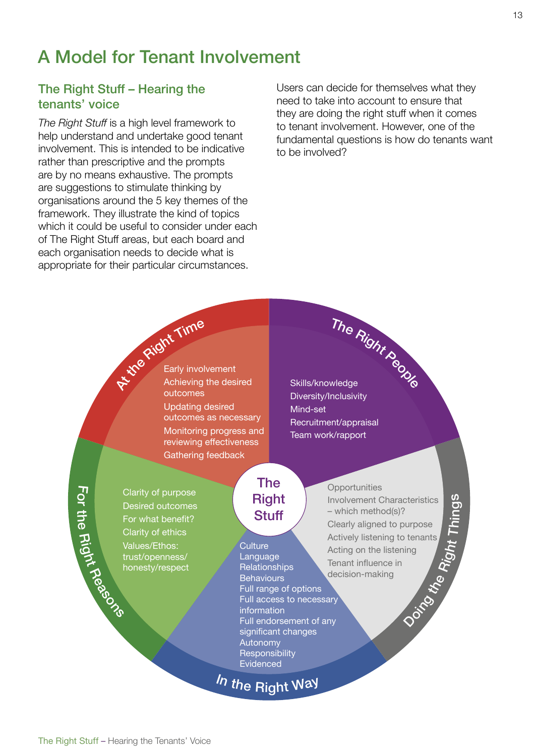# A Model for Tenant Involvement

## The Right Stuff – Hearing the tenants' voice

*The Right Stuff* is a high level framework to help understand and undertake good tenant involvement. This is intended to be indicative rather than prescriptive and the prompts are by no means exhaustive. The prompts are suggestions to stimulate thinking by organisations around the 5 key themes of the framework. They illustrate the kind of topics which it could be useful to consider under each of The Right Stuff areas, but each board and each organisation needs to decide what is appropriate for their particular circumstances.

Users can decide for themselves what they need to take into account to ensure that they are doing the right stuff when it comes to tenant involvement. However, one of the fundamental questions is how do tenants want to be involved?

**The Right Stuff**

**At the Right Time**
- Early involvement
- Achieving the desired outcomes
- Updating desired outcomes as necessary
- Monitoring progress and reviewing effectiveness
- Gathering feedback

**The Right People**
- Skills/knowledge
- Diversity/Inclusivity
- Mind-set
- Recruitment/appraisal
- Team work/rapport

**Doing the Right Things**
- Opportunities
- Involvement Characteristics – which method(s)?
- Clearly aligned to purpose
- Actively listening to tenants
- Acting on the listening
- Tenant influence in decision-making

**In the Right Way**
- Culture
- Language
- Relationships
- Behaviours
- Full range of options
- Full access to necessary information
- Full endorsement of any significant changes
- Autonomy
- Responsibility
- Evidenced

**For the Right Reasons**
- Clarity of purpose
- Desired outcomes
- For what benefit?
- Clarity of ethics
- Values/Ethos: trust/openness/honesty/respect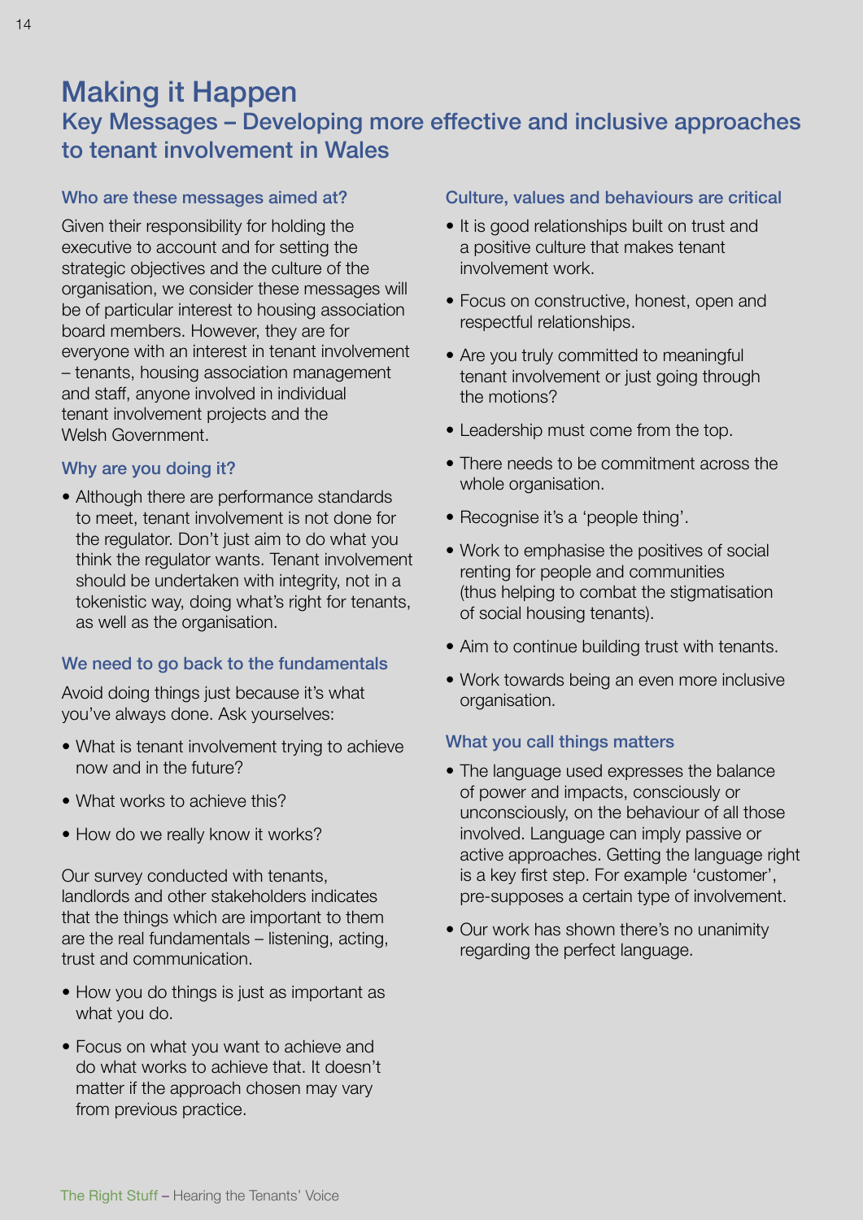# Making it Happen

## Key Messages – Developing more effective and inclusive approaches to tenant involvement in Wales

### Who are these messages aimed at?

Given their responsibility for holding the executive to account and for setting the strategic objectives and the culture of the organisation, we consider these messages will be of particular interest to housing association board members. However, they are for everyone with an interest in tenant involvement – tenants, housing association management and staff, anyone involved in individual tenant involvement projects and the Welsh Government.

### Why are you doing it?

- Although there are performance standards to meet, tenant involvement is not done for the regulator. Don't just aim to do what you think the regulator wants. Tenant involvement should be undertaken with integrity, not in a tokenistic way, doing what's right for tenants, as well as the organisation.

### We need to go back to the fundamentals

Avoid doing things just because it's what you've always done. Ask yourselves:

- What is tenant involvement trying to achieve now and in the future?
- What works to achieve this?
- How do we really know it works?

Our survey conducted with tenants, landlords and other stakeholders indicates that the things which are important to them are the real fundamentals – listening, acting, trust and communication.

- How you do things is just as important as what you do.
- Focus on what you want to achieve and do what works to achieve that. It doesn't matter if the approach chosen may vary from previous practice.

### Culture, values and behaviours are critical

- It is good relationships built on trust and a positive culture that makes tenant involvement work.
- Focus on constructive, honest, open and respectful relationships.
- Are you truly committed to meaningful tenant involvement or just going through the motions?
- Leadership must come from the top.
- There needs to be commitment across the whole organisation.
- Recognise it's a 'people thing'.
- Work to emphasise the positives of social renting for people and communities (thus helping to combat the stigmatisation of social housing tenants).
- Aim to continue building trust with tenants.
- Work towards being an even more inclusive organisation.

### What you call things matters

- The language used expresses the balance of power and impacts, consciously or unconsciously, on the behaviour of all those involved. Language can imply passive or active approaches. Getting the language right is a key first step. For example 'customer', pre-supposes a certain type of involvement.
- Our work has shown there's no unanimity regarding the perfect language.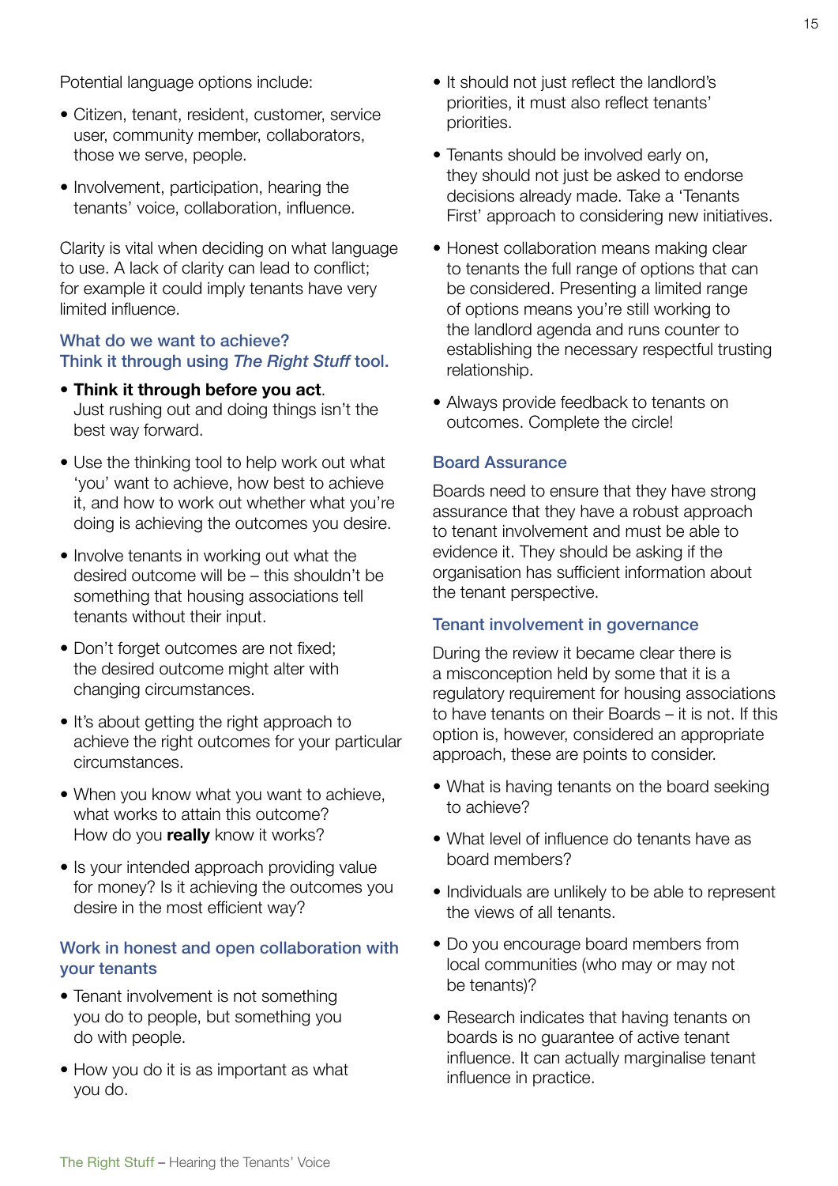Potential language options include:

- Citizen, tenant, resident, customer, service user, community member, collaborators, those we serve, people.
- Involvement, participation, hearing the tenants' voice, collaboration, influence.

Clarity is vital when deciding on what language to use. A lack of clarity can lead to conflict; for example it could imply tenants have very limited influence.

### What do we want to achieve? Think it through using *The Right Stuff* tool.

- **Think it through before you act**. Just rushing out and doing things isn't the best way forward.
- Use the thinking tool to help work out what 'you' want to achieve, how best to achieve it, and how to work out whether what you're doing is achieving the outcomes you desire.
- Involve tenants in working out what the desired outcome will be – this shouldn't be something that housing associations tell tenants without their input.
- Don't forget outcomes are not fixed; the desired outcome might alter with changing circumstances.
- It's about getting the right approach to achieve the right outcomes for your particular circumstances.
- When you know what you want to achieve, what works to attain this outcome? How do you **really** know it works?
- Is your intended approach providing value for money? Is it achieving the outcomes you desire in the most efficient way?

### Work in honest and open collaboration with your tenants

- Tenant involvement is not something you do to people, but something you do with people.
- How you do it is as important as what you do.
- It should not just reflect the landlord's priorities, it must also reflect tenants' priorities.
- Tenants should be involved early on, they should not just be asked to endorse decisions already made. Take a 'Tenants First' approach to considering new initiatives.
- Honest collaboration means making clear to tenants the full range of options that can be considered. Presenting a limited range of options means you're still working to the landlord agenda and runs counter to establishing the necessary respectful trusting relationship.
- Always provide feedback to tenants on outcomes. Complete the circle!

### Board Assurance

Boards need to ensure that they have strong assurance that they have a robust approach to tenant involvement and must be able to evidence it. They should be asking if the organisation has sufficient information about the tenant perspective.

### Tenant involvement in governance

During the review it became clear there is a misconception held by some that it is a regulatory requirement for housing associations to have tenants on their Boards – it is not. If this option is, however, considered an appropriate approach, these are points to consider.

- What is having tenants on the board seeking to achieve?
- What level of influence do tenants have as board members?
- Individuals are unlikely to be able to represent the views of all tenants.
- Do you encourage board members from local communities (who may or may not be tenants)?
- Research indicates that having tenants on boards is no guarantee of active tenant influence. It can actually marginalise tenant influence in practice.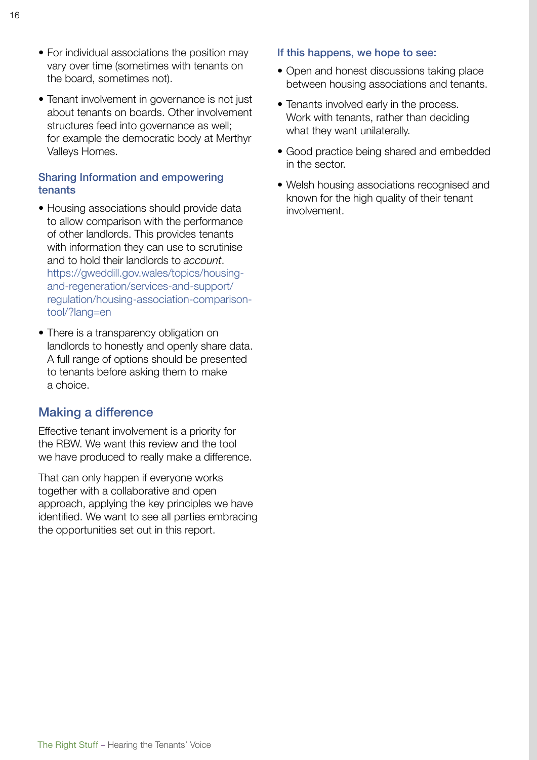- For individual associations the position may vary over time (sometimes with tenants on the board, sometimes not).
- Tenant involvement in governance is not just about tenants on boards. Other involvement structures feed into governance as well; for example the democratic body at Merthyr Valleys Homes.

### Sharing Information and empowering tenants

- Housing associations should provide data to allow comparison with the performance of other landlords. This provides tenants with information they can use to scrutinise and to hold their landlords to *account*. https://gweddill.gov.wales/topics/housing-and-regeneration/services-and-support/regulation/housing-association-comparison-tool/?lang=en
- There is a transparency obligation on landlords to honestly and openly share data. A full range of options should be presented to tenants before asking them to make a choice.

## Making a difference

Effective tenant involvement is a priority for the RBW. We want this review and the tool we have produced to really make a difference.

That can only happen if everyone works together with a collaborative and open approach, applying the key principles we have identified. We want to see all parties embracing the opportunities set out in this report.

### If this happens, we hope to see:

- Open and honest discussions taking place between housing associations and tenants.
- Tenants involved early in the process. Work with tenants, rather than deciding what they want unilaterally.
- Good practice being shared and embedded in the sector.
- Welsh housing associations recognised and known for the high quality of their tenant involvement.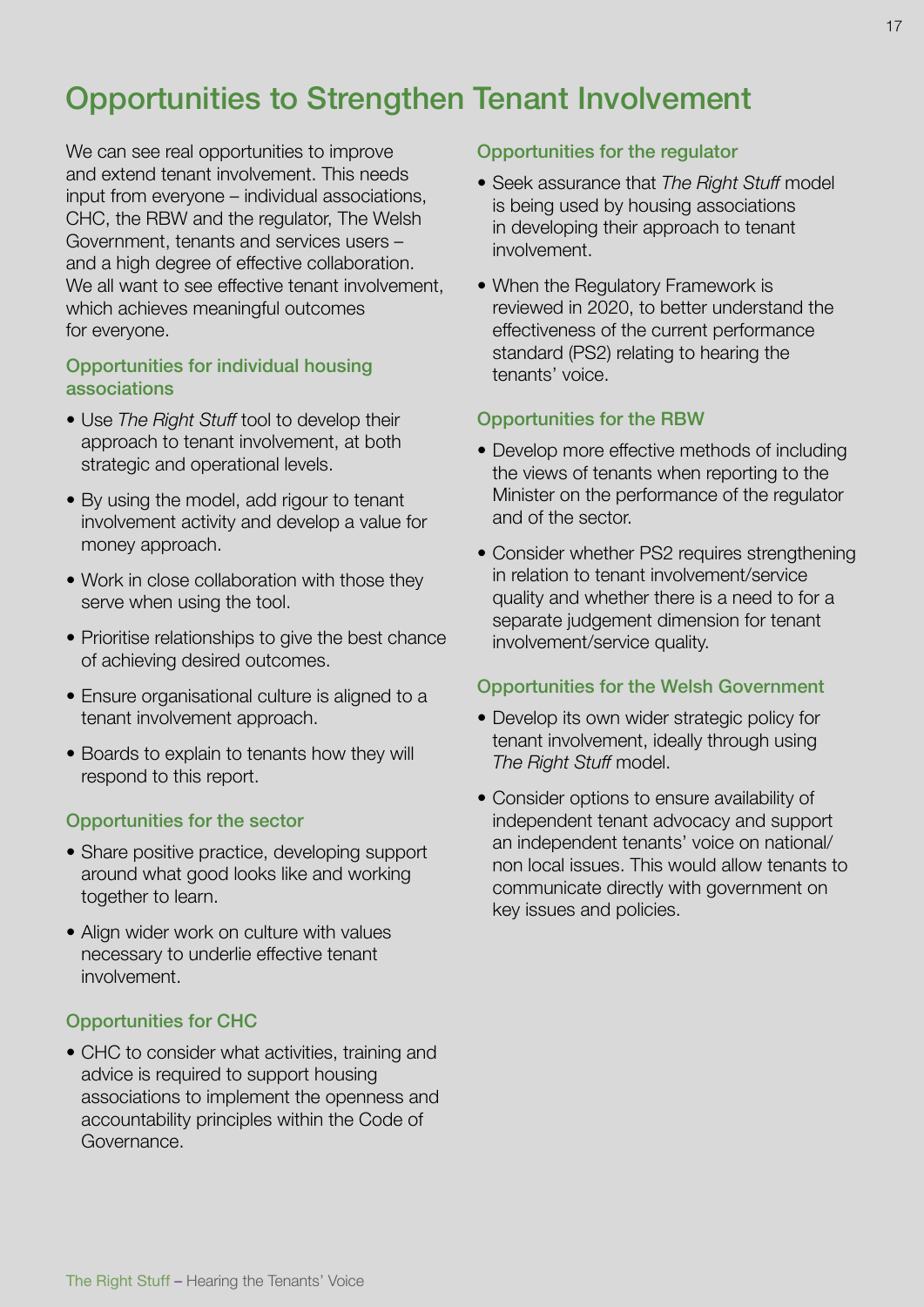# Opportunities to Strengthen Tenant Involvement

We can see real opportunities to improve and extend tenant involvement. This needs input from everyone – individual associations, CHC, the RBW and the regulator, The Welsh Government, tenants and services users – and a high degree of effective collaboration. We all want to see effective tenant involvement, which achieves meaningful outcomes for everyone.

### Opportunities for individual housing associations

- Use *The Right Stuff* tool to develop their approach to tenant involvement, at both strategic and operational levels.
- By using the model, add rigour to tenant involvement activity and develop a value for money approach.
- Work in close collaboration with those they serve when using the tool.
- Prioritise relationships to give the best chance of achieving desired outcomes.
- Ensure organisational culture is aligned to a tenant involvement approach.
- Boards to explain to tenants how they will respond to this report.

### Opportunities for the sector

- Share positive practice, developing support around what good looks like and working together to learn.
- Align wider work on culture with values necessary to underlie effective tenant involvement.

### Opportunities for CHC

- CHC to consider what activities, training and advice is required to support housing associations to implement the openness and accountability principles within the Code of Governance.

### Opportunities for the regulator

- Seek assurance that *The Right Stuff* model is being used by housing associations in developing their approach to tenant involvement.
- When the Regulatory Framework is reviewed in 2020, to better understand the effectiveness of the current performance standard (PS2) relating to hearing the tenants' voice.

### Opportunities for the RBW

- Develop more effective methods of including the views of tenants when reporting to the Minister on the performance of the regulator and of the sector.
- Consider whether PS2 requires strengthening in relation to tenant involvement/service quality and whether there is a need to for a separate judgement dimension for tenant involvement/service quality.

### Opportunities for the Welsh Government

- Develop its own wider strategic policy for tenant involvement, ideally through using *The Right Stuff* model.
- Consider options to ensure availability of independent tenant advocacy and support an independent tenants' voice on national/ non local issues. This would allow tenants to communicate directly with government on key issues and policies.